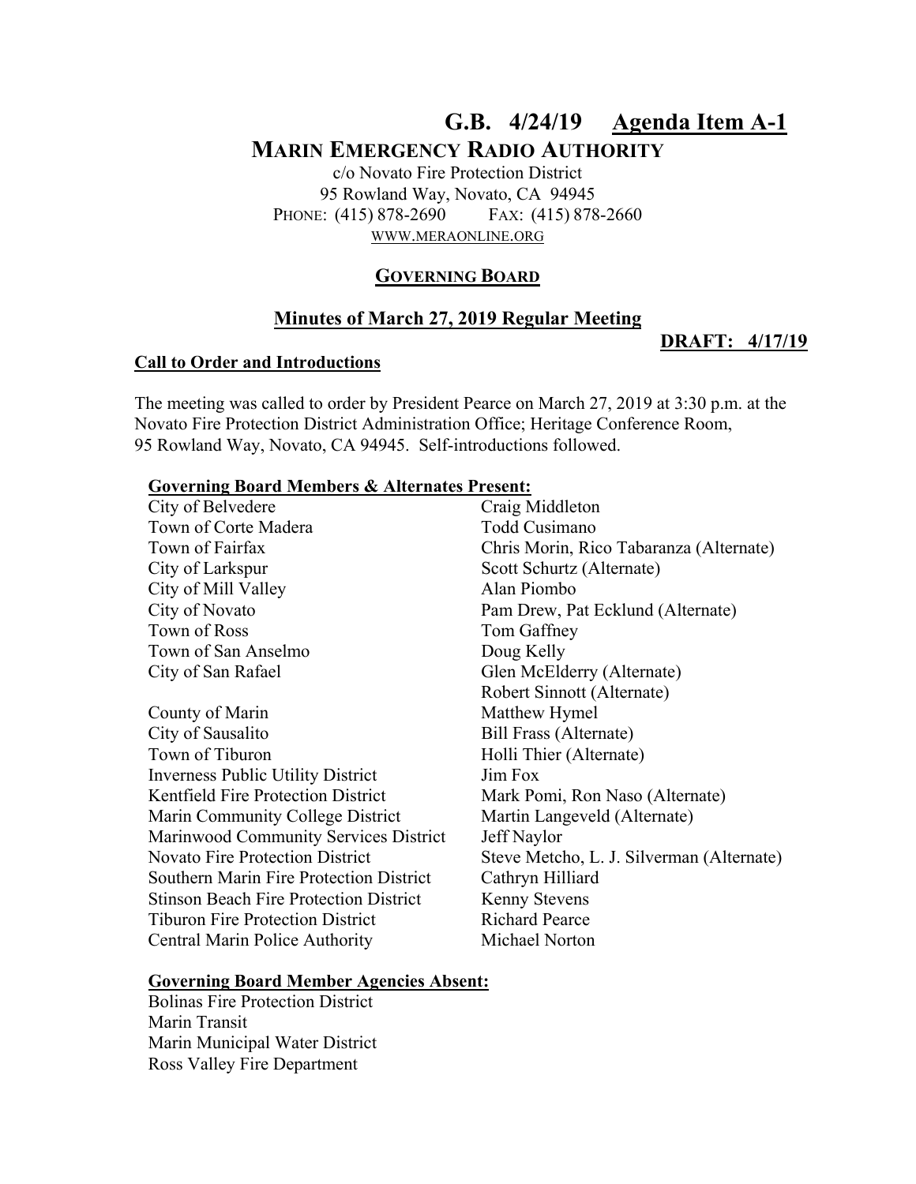# G.B. 4/24/19 Agenda Item A-1

## MARIN EMERGENCY RADIO AUTHORITY

c/o Novato Fire Protection District
95 Rowland Way, Novato, CA 94945
PHONE: (415) 878-2690 FAX: (415) 878-2660
WWW.MERAONLINE.ORG

**GOVERNING BOARD**

**Minutes of March 27, 2019 Regular Meeting**

**DRAFT: 4/17/19**

**Call to Order and Introductions**

The meeting was called to order by President Pearce on March 27, 2019 at 3:30 p.m. at the Novato Fire Protection District Administration Office; Heritage Conference Room, 95 Rowland Way, Novato, CA 94945. Self-introductions followed.

**Governing Board Members & Alternates Present:**

| | |
|---|---|
| City of Belvedere | Craig Middleton |
| Town of Corte Madera | Todd Cusimano |
| Town of Fairfax | Chris Morin, Rico Tabaranza (Alternate) |
| City of Larkspur | Scott Schurtz (Alternate) |
| City of Mill Valley | Alan Piombo |
| City of Novato | Pam Drew, Pat Ecklund (Alternate) |
| Town of Ross | Tom Gaffney |
| Town of San Anselmo | Doug Kelly |
| City of San Rafael | Glen McElderry (Alternate) |
| | Robert Sinnott (Alternate) |
| County of Marin | Matthew Hymel |
| City of Sausalito | Bill Frass (Alternate) |
| Town of Tiburon | Holli Thier (Alternate) |
| Inverness Public Utility District | Jim Fox |
| Kentfield Fire Protection District | Mark Pomi, Ron Naso (Alternate) |
| Marin Community College District | Martin Langeveld (Alternate) |
| Marinwood Community Services District | Jeff Naylor |
| Novato Fire Protection District | Steve Metcho, L. J. Silverman (Alternate) |
| Southern Marin Fire Protection District | Cathryn Hilliard |
| Stinson Beach Fire Protection District | Kenny Stevens |
| Tiburon Fire Protection District | Richard Pearce |
| Central Marin Police Authority | Michael Norton |

**Governing Board Member Agencies Absent:**

Bolinas Fire Protection District
Marin Transit
Marin Municipal Water District
Ross Valley Fire Department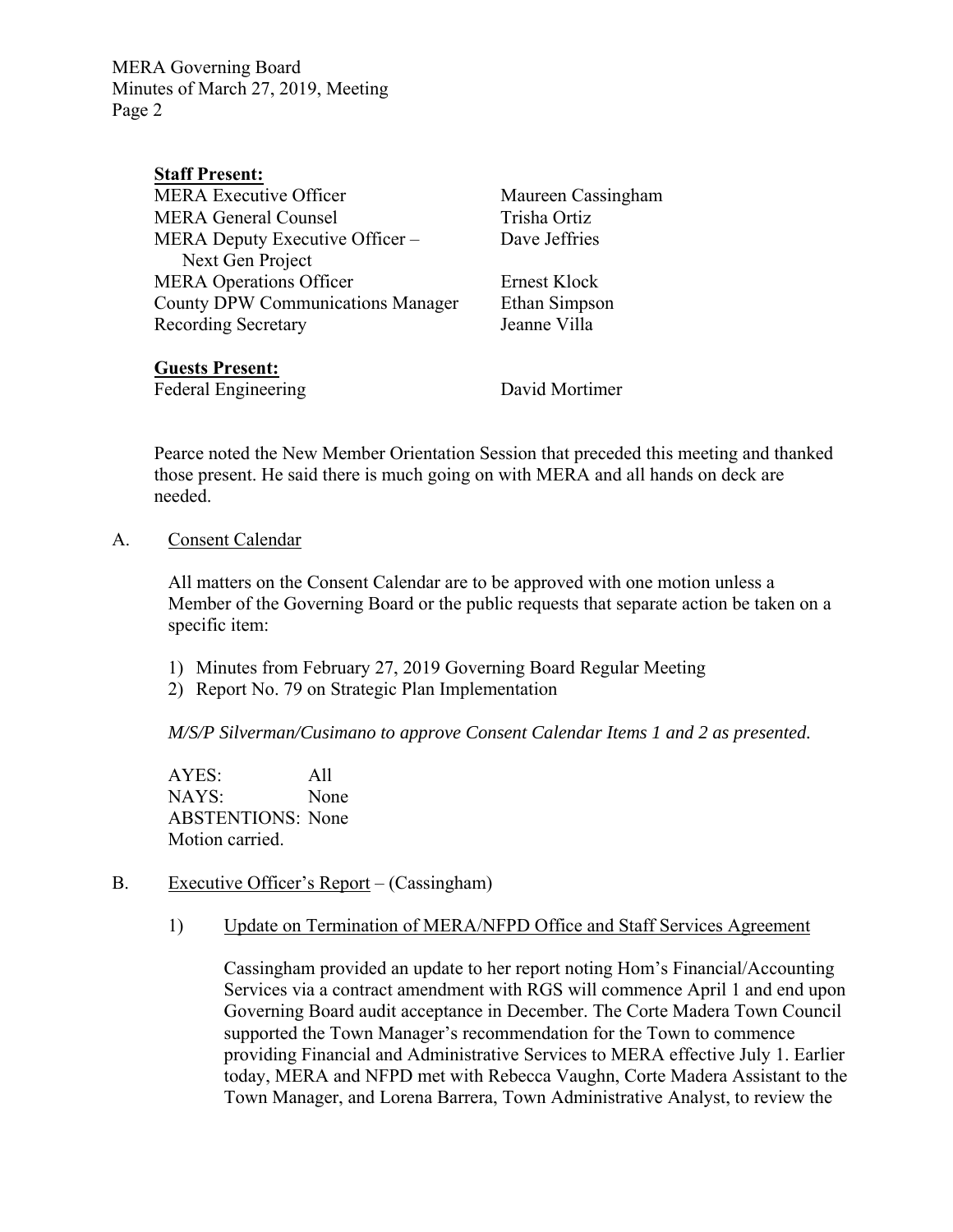**Staff Present:**

| | |
|---|---|
| MERA Executive Officer | Maureen Cassingham |
| MERA General Counsel | Trisha Ortiz |
| MERA Deputy Executive Officer – Next Gen Project | Dave Jeffries |
| MERA Operations Officer | Ernest Klock |
| County DPW Communications Manager | Ethan Simpson |
| Recording Secretary | Jeanne Villa |

**Guests Present:**

| | |
|---|---|
| Federal Engineering | David Mortimer |

Pearce noted the New Member Orientation Session that preceded this meeting and thanked those present. He said there is much going on with MERA and all hands on deck are needed.

A. Consent Calendar

All matters on the Consent Calendar are to be approved with one motion unless a Member of the Governing Board or the public requests that separate action be taken on a specific item:

1) Minutes from February 27, 2019 Governing Board Regular Meeting
2) Report No. 79 on Strategic Plan Implementation

*M/S/P Silverman/Cusimano to approve Consent Calendar Items 1 and 2 as presented.*

AYES: All
NAYS: None
ABSTENTIONS: None
Motion carried.

B. Executive Officer's Report – (Cassingham)

1) Update on Termination of MERA/NFPD Office and Staff Services Agreement

Cassingham provided an update to her report noting Hom's Financial/Accounting Services via a contract amendment with RGS will commence April 1 and end upon Governing Board audit acceptance in December. The Corte Madera Town Council supported the Town Manager's recommendation for the Town to commence providing Financial and Administrative Services to MERA effective July 1. Earlier today, MERA and NFPD met with Rebecca Vaughn, Corte Madera Assistant to the Town Manager, and Lorena Barrera, Town Administrative Analyst, to review the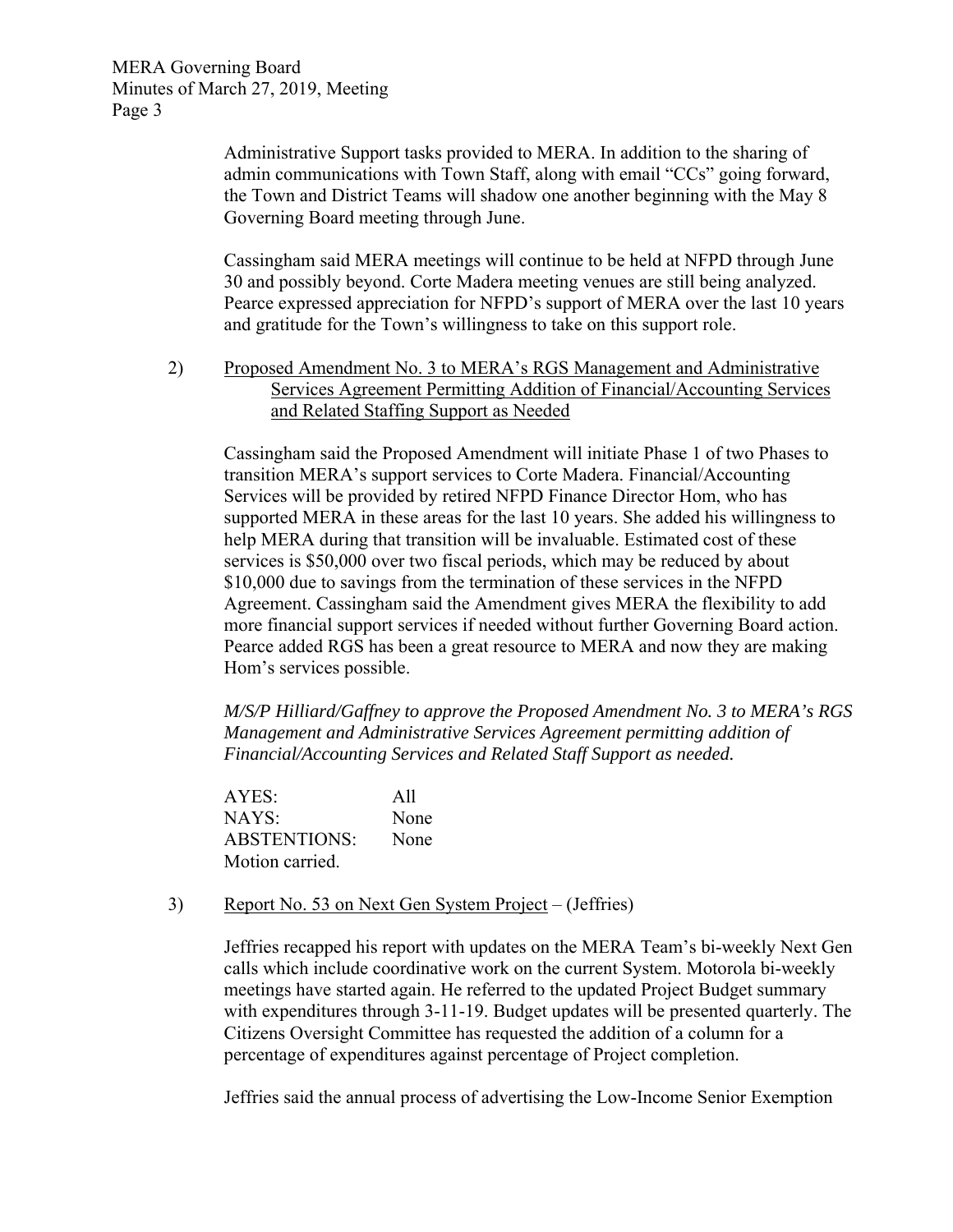Administrative Support tasks provided to MERA. In addition to the sharing of admin communications with Town Staff, along with email "CCs" going forward, the Town and District Teams will shadow one another beginning with the May 8 Governing Board meeting through June.

Cassingham said MERA meetings will continue to be held at NFPD through June 30 and possibly beyond. Corte Madera meeting venues are still being analyzed. Pearce expressed appreciation for NFPD's support of MERA over the last 10 years and gratitude for the Town's willingness to take on this support role.

2) Proposed Amendment No. 3 to MERA's RGS Management and Administrative Services Agreement Permitting Addition of Financial/Accounting Services and Related Staffing Support as Needed

Cassingham said the Proposed Amendment will initiate Phase 1 of two Phases to transition MERA's support services to Corte Madera. Financial/Accounting Services will be provided by retired NFPD Finance Director Hom, who has supported MERA in these areas for the last 10 years. She added his willingness to help MERA during that transition will be invaluable. Estimated cost of these services is $50,000 over two fiscal periods, which may be reduced by about $10,000 due to savings from the termination of these services in the NFPD Agreement. Cassingham said the Amendment gives MERA the flexibility to add more financial support services if needed without further Governing Board action. Pearce added RGS has been a great resource to MERA and now they are making Hom's services possible.

*M/S/P Hilliard/Gaffney to approve the Proposed Amendment No. 3 to MERA's RGS Management and Administrative Services Agreement permitting addition of Financial/Accounting Services and Related Staff Support as needed.*

AYES: All
NAYS: None
ABSTENTIONS: None
Motion carried.

3) Report No. 53 on Next Gen System Project – (Jeffries)

Jeffries recapped his report with updates on the MERA Team's bi-weekly Next Gen calls which include coordinative work on the current System. Motorola bi-weekly meetings have started again. He referred to the updated Project Budget summary with expenditures through 3-11-19. Budget updates will be presented quarterly. The Citizens Oversight Committee has requested the addition of a column for a percentage of expenditures against percentage of Project completion.

Jeffries said the annual process of advertising the Low-Income Senior Exemption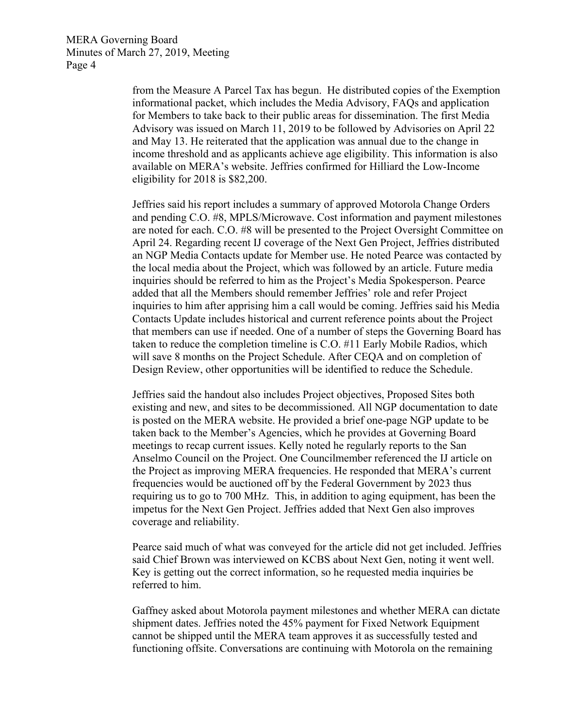from the Measure A Parcel Tax has begun. He distributed copies of the Exemption informational packet, which includes the Media Advisory, FAQs and application for Members to take back to their public areas for dissemination. The first Media Advisory was issued on March 11, 2019 to be followed by Advisories on April 22 and May 13. He reiterated that the application was annual due to the change in income threshold and as applicants achieve age eligibility. This information is also available on MERA's website. Jeffries confirmed for Hilliard the Low-Income eligibility for 2018 is $82,200.

Jeffries said his report includes a summary of approved Motorola Change Orders and pending C.O. #8, MPLS/Microwave. Cost information and payment milestones are noted for each. C.O. #8 will be presented to the Project Oversight Committee on April 24. Regarding recent IJ coverage of the Next Gen Project, Jeffries distributed an NGP Media Contacts update for Member use. He noted Pearce was contacted by the local media about the Project, which was followed by an article. Future media inquiries should be referred to him as the Project's Media Spokesperson. Pearce added that all the Members should remember Jeffries' role and refer Project inquiries to him after apprising him a call would be coming. Jeffries said his Media Contacts Update includes historical and current reference points about the Project that members can use if needed. One of a number of steps the Governing Board has taken to reduce the completion timeline is C.O. #11 Early Mobile Radios, which will save 8 months on the Project Schedule. After CEQA and on completion of Design Review, other opportunities will be identified to reduce the Schedule.

Jeffries said the handout also includes Project objectives, Proposed Sites both existing and new, and sites to be decommissioned. All NGP documentation to date is posted on the MERA website. He provided a brief one-page NGP update to be taken back to the Member's Agencies, which he provides at Governing Board meetings to recap current issues. Kelly noted he regularly reports to the San Anselmo Council on the Project. One Councilmember referenced the IJ article on the Project as improving MERA frequencies. He responded that MERA's current frequencies would be auctioned off by the Federal Government by 2023 thus requiring us to go to 700 MHz. This, in addition to aging equipment, has been the impetus for the Next Gen Project. Jeffries added that Next Gen also improves coverage and reliability.

Pearce said much of what was conveyed for the article did not get included. Jeffries said Chief Brown was interviewed on KCBS about Next Gen, noting it went well. Key is getting out the correct information, so he requested media inquiries be referred to him.

Gaffney asked about Motorola payment milestones and whether MERA can dictate shipment dates. Jeffries noted the 45% payment for Fixed Network Equipment cannot be shipped until the MERA team approves it as successfully tested and functioning offsite. Conversations are continuing with Motorola on the remaining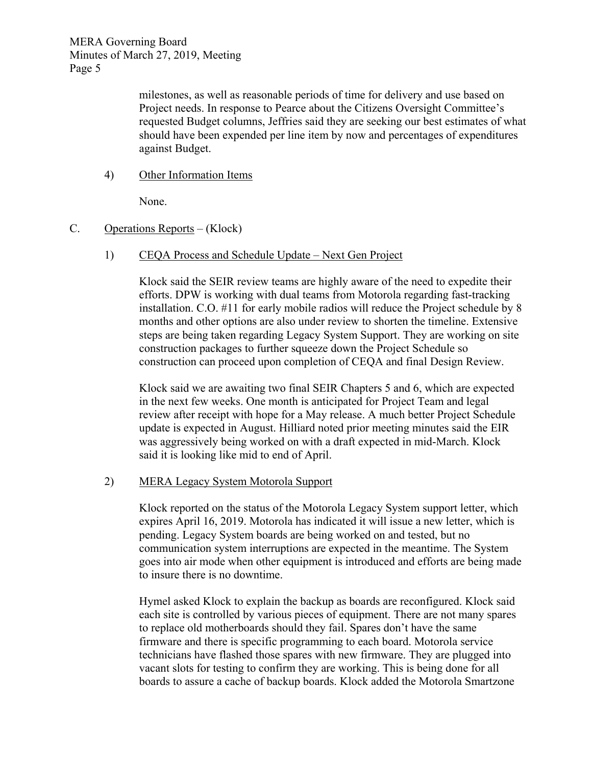milestones, as well as reasonable periods of time for delivery and use based on Project needs. In response to Pearce about the Citizens Oversight Committee's requested Budget columns, Jeffries said they are seeking our best estimates of what should have been expended per line item by now and percentages of expenditures against Budget.

4) Other Information Items

None.

C. Operations Reports – (Klock)

1) CEQA Process and Schedule Update – Next Gen Project

Klock said the SEIR review teams are highly aware of the need to expedite their efforts. DPW is working with dual teams from Motorola regarding fast-tracking installation. C.O. #11 for early mobile radios will reduce the Project schedule by 8 months and other options are also under review to shorten the timeline. Extensive steps are being taken regarding Legacy System Support. They are working on site construction packages to further squeeze down the Project Schedule so construction can proceed upon completion of CEQA and final Design Review.

Klock said we are awaiting two final SEIR Chapters 5 and 6, which are expected in the next few weeks. One month is anticipated for Project Team and legal review after receipt with hope for a May release. A much better Project Schedule update is expected in August. Hilliard noted prior meeting minutes said the EIR was aggressively being worked on with a draft expected in mid-March. Klock said it is looking like mid to end of April.

2) MERA Legacy System Motorola Support

Klock reported on the status of the Motorola Legacy System support letter, which expires April 16, 2019. Motorola has indicated it will issue a new letter, which is pending. Legacy System boards are being worked on and tested, but no communication system interruptions are expected in the meantime. The System goes into air mode when other equipment is introduced and efforts are being made to insure there is no downtime.

Hymel asked Klock to explain the backup as boards are reconfigured. Klock said each site is controlled by various pieces of equipment. There are not many spares to replace old motherboards should they fail. Spares don't have the same firmware and there is specific programming to each board. Motorola service technicians have flashed those spares with new firmware. They are plugged into vacant slots for testing to confirm they are working. This is being done for all boards to assure a cache of backup boards. Klock added the Motorola Smartzone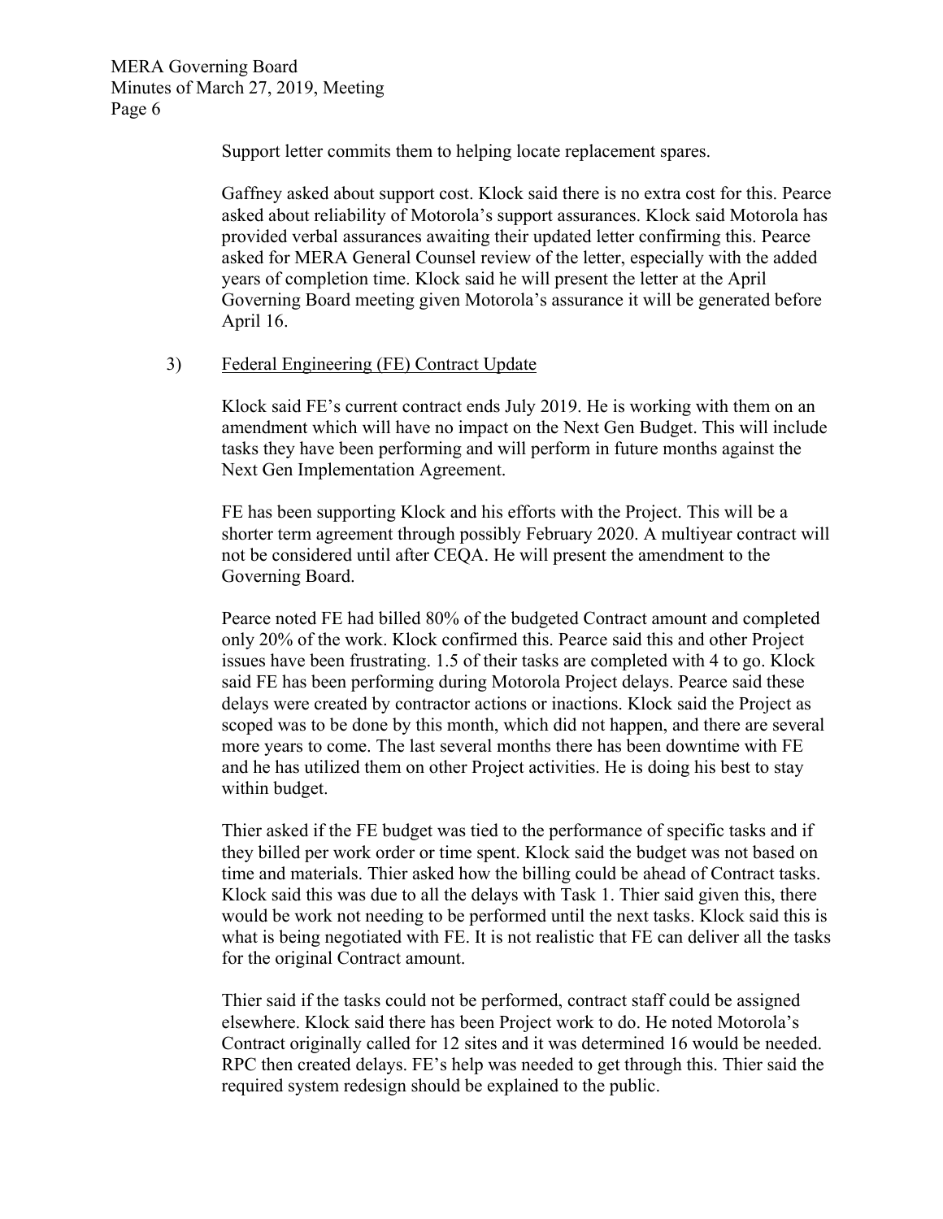Support letter commits them to helping locate replacement spares.

Gaffney asked about support cost. Klock said there is no extra cost for this. Pearce asked about reliability of Motorola's support assurances. Klock said Motorola has provided verbal assurances awaiting their updated letter confirming this. Pearce asked for MERA General Counsel review of the letter, especially with the added years of completion time. Klock said he will present the letter at the April Governing Board meeting given Motorola's assurance it will be generated before April 16.

3) Federal Engineering (FE) Contract Update

Klock said FE's current contract ends July 2019. He is working with them on an amendment which will have no impact on the Next Gen Budget. This will include tasks they have been performing and will perform in future months against the Next Gen Implementation Agreement.

FE has been supporting Klock and his efforts with the Project. This will be a shorter term agreement through possibly February 2020. A multiyear contract will not be considered until after CEQA. He will present the amendment to the Governing Board.

Pearce noted FE had billed 80% of the budgeted Contract amount and completed only 20% of the work. Klock confirmed this. Pearce said this and other Project issues have been frustrating. 1.5 of their tasks are completed with 4 to go. Klock said FE has been performing during Motorola Project delays. Pearce said these delays were created by contractor actions or inactions. Klock said the Project as scoped was to be done by this month, which did not happen, and there are several more years to come. The last several months there has been downtime with FE and he has utilized them on other Project activities. He is doing his best to stay within budget.

Thier asked if the FE budget was tied to the performance of specific tasks and if they billed per work order or time spent. Klock said the budget was not based on time and materials. Thier asked how the billing could be ahead of Contract tasks. Klock said this was due to all the delays with Task 1. Thier said given this, there would be work not needing to be performed until the next tasks. Klock said this is what is being negotiated with FE. It is not realistic that FE can deliver all the tasks for the original Contract amount.

Thier said if the tasks could not be performed, contract staff could be assigned elsewhere. Klock said there has been Project work to do. He noted Motorola's Contract originally called for 12 sites and it was determined 16 would be needed. RPC then created delays. FE's help was needed to get through this. Thier said the required system redesign should be explained to the public.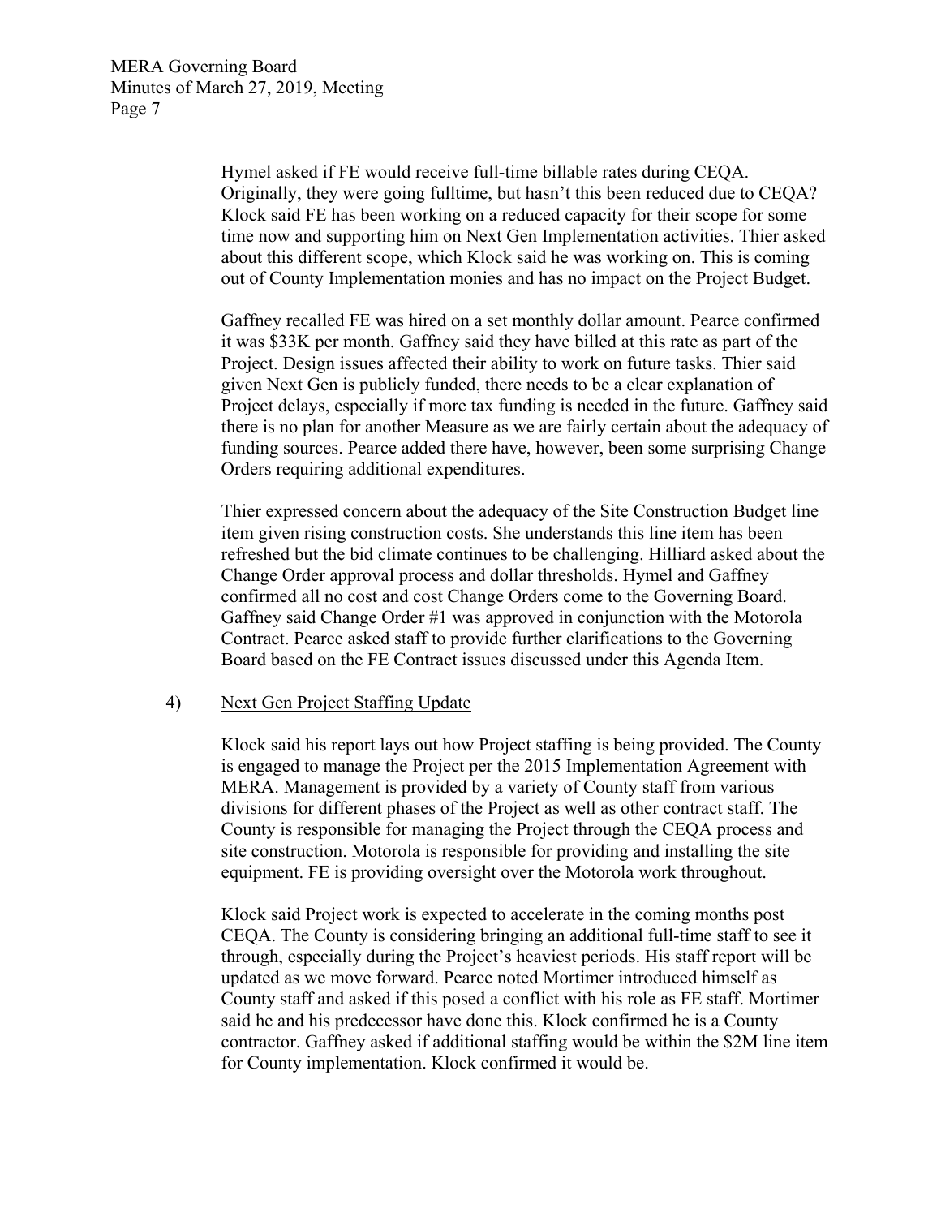Hymel asked if FE would receive full-time billable rates during CEQA. Originally, they were going fulltime, but hasn't this been reduced due to CEQA? Klock said FE has been working on a reduced capacity for their scope for some time now and supporting him on Next Gen Implementation activities. Thier asked about this different scope, which Klock said he was working on. This is coming out of County Implementation monies and has no impact on the Project Budget.

Gaffney recalled FE was hired on a set monthly dollar amount. Pearce confirmed it was \$33K per month. Gaffney said they have billed at this rate as part of the Project. Design issues affected their ability to work on future tasks. Thier said given Next Gen is publicly funded, there needs to be a clear explanation of Project delays, especially if more tax funding is needed in the future. Gaffney said there is no plan for another Measure as we are fairly certain about the adequacy of funding sources. Pearce added there have, however, been some surprising Change Orders requiring additional expenditures.

Thier expressed concern about the adequacy of the Site Construction Budget line item given rising construction costs. She understands this line item has been refreshed but the bid climate continues to be challenging. Hilliard asked about the Change Order approval process and dollar thresholds. Hymel and Gaffney confirmed all no cost and cost Change Orders come to the Governing Board. Gaffney said Change Order #1 was approved in conjunction with the Motorola Contract. Pearce asked staff to provide further clarifications to the Governing Board based on the FE Contract issues discussed under this Agenda Item.

4) <u>Next Gen Project Staffing Update</u>

Klock said his report lays out how Project staffing is being provided. The County is engaged to manage the Project per the 2015 Implementation Agreement with MERA. Management is provided by a variety of County staff from various divisions for different phases of the Project as well as other contract staff. The County is responsible for managing the Project through the CEQA process and site construction. Motorola is responsible for providing and installing the site equipment. FE is providing oversight over the Motorola work throughout.

Klock said Project work is expected to accelerate in the coming months post CEQA. The County is considering bringing an additional full-time staff to see it through, especially during the Project's heaviest periods. His staff report will be updated as we move forward. Pearce noted Mortimer introduced himself as County staff and asked if this posed a conflict with his role as FE staff. Mortimer said he and his predecessor have done this. Klock confirmed he is a County contractor. Gaffney asked if additional staffing would be within the \$2M line item for County implementation. Klock confirmed it would be.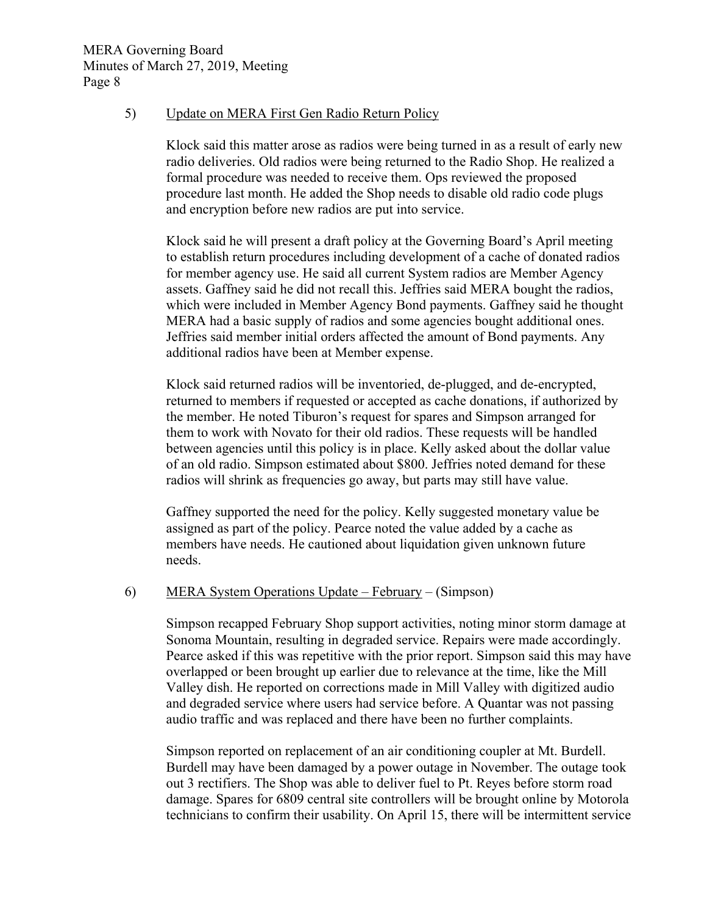5) Update on MERA First Gen Radio Return Policy

Klock said this matter arose as radios were being turned in as a result of early new radio deliveries. Old radios were being returned to the Radio Shop. He realized a formal procedure was needed to receive them. Ops reviewed the proposed procedure last month. He added the Shop needs to disable old radio code plugs and encryption before new radios are put into service.

Klock said he will present a draft policy at the Governing Board's April meeting to establish return procedures including development of a cache of donated radios for member agency use. He said all current System radios are Member Agency assets. Gaffney said he did not recall this. Jeffries said MERA bought the radios, which were included in Member Agency Bond payments. Gaffney said he thought MERA had a basic supply of radios and some agencies bought additional ones. Jeffries said member initial orders affected the amount of Bond payments. Any additional radios have been at Member expense.

Klock said returned radios will be inventoried, de-plugged, and de-encrypted, returned to members if requested or accepted as cache donations, if authorized by the member. He noted Tiburon's request for spares and Simpson arranged for them to work with Novato for their old radios. These requests will be handled between agencies until this policy is in place. Kelly asked about the dollar value of an old radio. Simpson estimated about $800. Jeffries noted demand for these radios will shrink as frequencies go away, but parts may still have value.

Gaffney supported the need for the policy. Kelly suggested monetary value be assigned as part of the policy. Pearce noted the value added by a cache as members have needs. He cautioned about liquidation given unknown future needs.

6) MERA System Operations Update – February – (Simpson)

Simpson recapped February Shop support activities, noting minor storm damage at Sonoma Mountain, resulting in degraded service. Repairs were made accordingly. Pearce asked if this was repetitive with the prior report. Simpson said this may have overlapped or been brought up earlier due to relevance at the time, like the Mill Valley dish. He reported on corrections made in Mill Valley with digitized audio and degraded service where users had service before. A Quantar was not passing audio traffic and was replaced and there have been no further complaints.

Simpson reported on replacement of an air conditioning coupler at Mt. Burdell. Burdell may have been damaged by a power outage in November. The outage took out 3 rectifiers. The Shop was able to deliver fuel to Pt. Reyes before storm road damage. Spares for 6809 central site controllers will be brought online by Motorola technicians to confirm their usability. On April 15, there will be intermittent service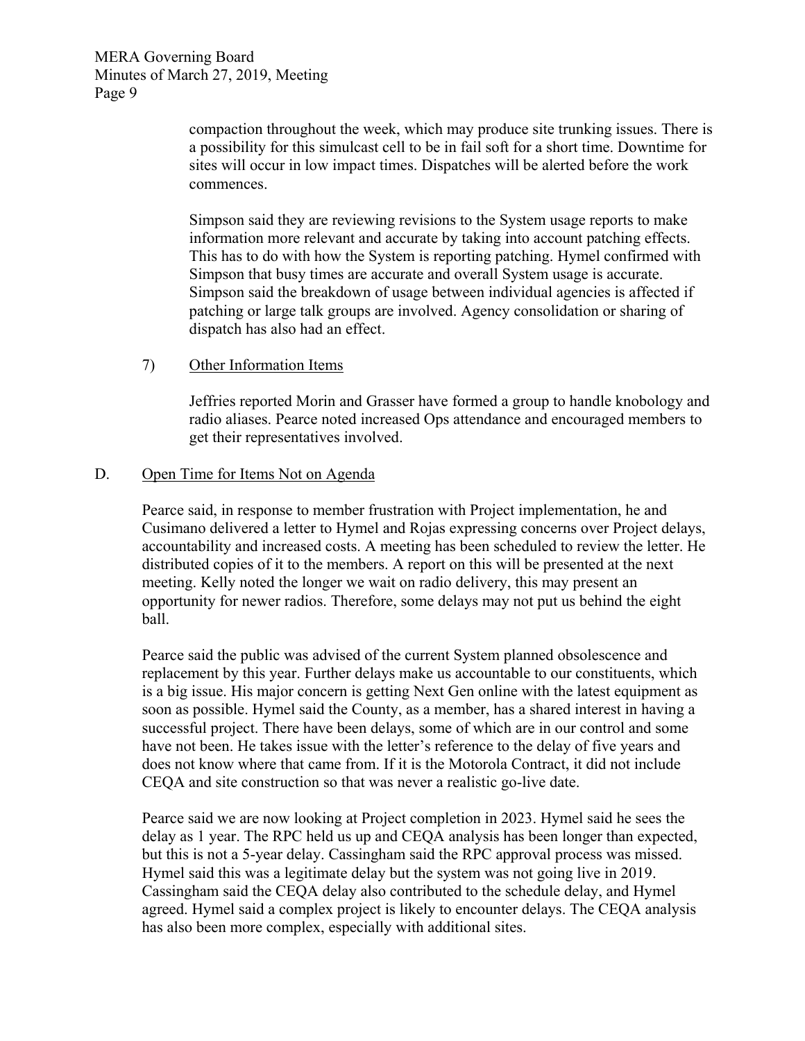compaction throughout the week, which may produce site trunking issues. There is a possibility for this simulcast cell to be in fail soft for a short time. Downtime for sites will occur in low impact times. Dispatches will be alerted before the work commences.

Simpson said they are reviewing revisions to the System usage reports to make information more relevant and accurate by taking into account patching effects. This has to do with how the System is reporting patching. Hymel confirmed with Simpson that busy times are accurate and overall System usage is accurate. Simpson said the breakdown of usage between individual agencies is affected if patching or large talk groups are involved. Agency consolidation or sharing of dispatch has also had an effect.

7) Other Information Items

Jeffries reported Morin and Grasser have formed a group to handle knobology and radio aliases. Pearce noted increased Ops attendance and encouraged members to get their representatives involved.

D. Open Time for Items Not on Agenda

Pearce said, in response to member frustration with Project implementation, he and Cusimano delivered a letter to Hymel and Rojas expressing concerns over Project delays, accountability and increased costs. A meeting has been scheduled to review the letter. He distributed copies of it to the members. A report on this will be presented at the next meeting. Kelly noted the longer we wait on radio delivery, this may present an opportunity for newer radios. Therefore, some delays may not put us behind the eight ball.

Pearce said the public was advised of the current System planned obsolescence and replacement by this year. Further delays make us accountable to our constituents, which is a big issue. His major concern is getting Next Gen online with the latest equipment as soon as possible. Hymel said the County, as a member, has a shared interest in having a successful project. There have been delays, some of which are in our control and some have not been. He takes issue with the letter's reference to the delay of five years and does not know where that came from. If it is the Motorola Contract, it did not include CEQA and site construction so that was never a realistic go-live date.

Pearce said we are now looking at Project completion in 2023. Hymel said he sees the delay as 1 year. The RPC held us up and CEQA analysis has been longer than expected, but this is not a 5-year delay. Cassingham said the RPC approval process was missed. Hymel said this was a legitimate delay but the system was not going live in 2019. Cassingham said the CEQA delay also contributed to the schedule delay, and Hymel agreed. Hymel said a complex project is likely to encounter delays. The CEQA analysis has also been more complex, especially with additional sites.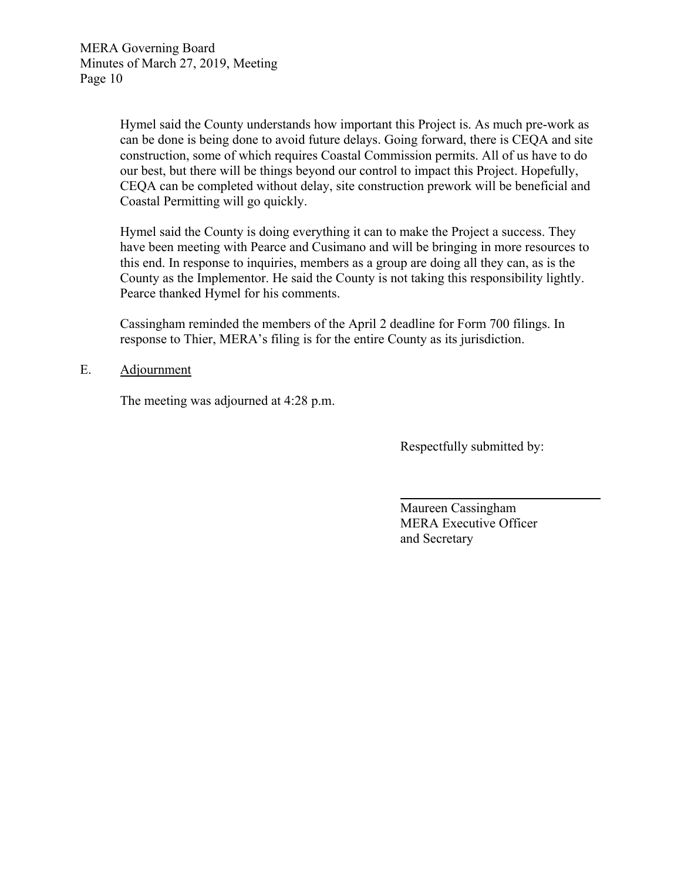Hymel said the County understands how important this Project is. As much pre-work as can be done is being done to avoid future delays. Going forward, there is CEQA and site construction, some of which requires Coastal Commission permits. All of us have to do our best, but there will be things beyond our control to impact this Project. Hopefully, CEQA can be completed without delay, site construction prework will be beneficial and Coastal Permitting will go quickly.

Hymel said the County is doing everything it can to make the Project a success. They have been meeting with Pearce and Cusimano and will be bringing in more resources to this end. In response to inquiries, members as a group are doing all they can, as is the County as the Implementor. He said the County is not taking this responsibility lightly. Pearce thanked Hymel for his comments.

Cassingham reminded the members of the April 2 deadline for Form 700 filings. In response to Thier, MERA's filing is for the entire County as its jurisdiction.

E. Adjournment

The meeting was adjourned at 4:28 p.m.

Respectfully submitted by:

Maureen Cassingham
MERA Executive Officer
and Secretary